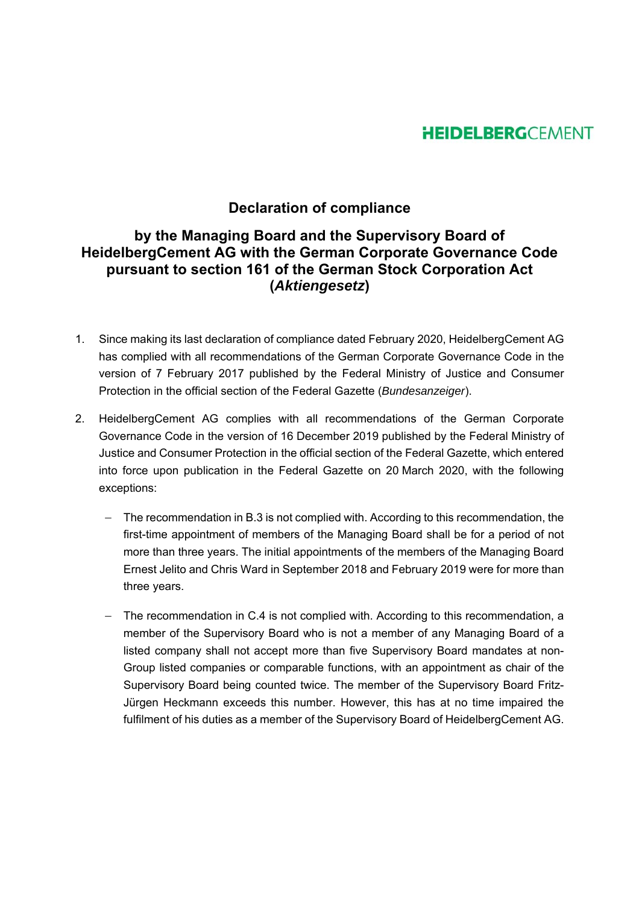HEIDELBERGCEMENT

# Declaration of compliance

## by the Managing Board and the Supervisory Board of HeidelbergCement AG with the German Corporate Governance Code pursuant to section 161 of the German Stock Corporation Act (*Aktiengesetz*)

1. Since making its last declaration of compliance dated February 2020, HeidelbergCement AG has complied with all recommendations of the German Corporate Governance Code in the version of 7 February 2017 published by the Federal Ministry of Justice and Consumer Protection in the official section of the Federal Gazette (*Bundesanzeiger*).

2. HeidelbergCement AG complies with all recommendations of the German Corporate Governance Code in the version of 16 December 2019 published by the Federal Ministry of Justice and Consumer Protection in the official section of the Federal Gazette, which entered into force upon publication in the Federal Gazette on 20 March 2020, with the following exceptions:

   - The recommendation in B.3 is not complied with. According to this recommendation, the first-time appointment of members of the Managing Board shall be for a period of not more than three years. The initial appointments of the members of the Managing Board Ernest Jelito and Chris Ward in September 2018 and February 2019 were for more than three years.

   - The recommendation in C.4 is not complied with. According to this recommendation, a member of the Supervisory Board who is not a member of any Managing Board of a listed company shall not accept more than five Supervisory Board mandates at non-Group listed companies or comparable functions, with an appointment as chair of the Supervisory Board being counted twice. The member of the Supervisory Board Fritz-Jürgen Heckmann exceeds this number. However, this has at no time impaired the fulfilment of his duties as a member of the Supervisory Board of HeidelbergCement AG.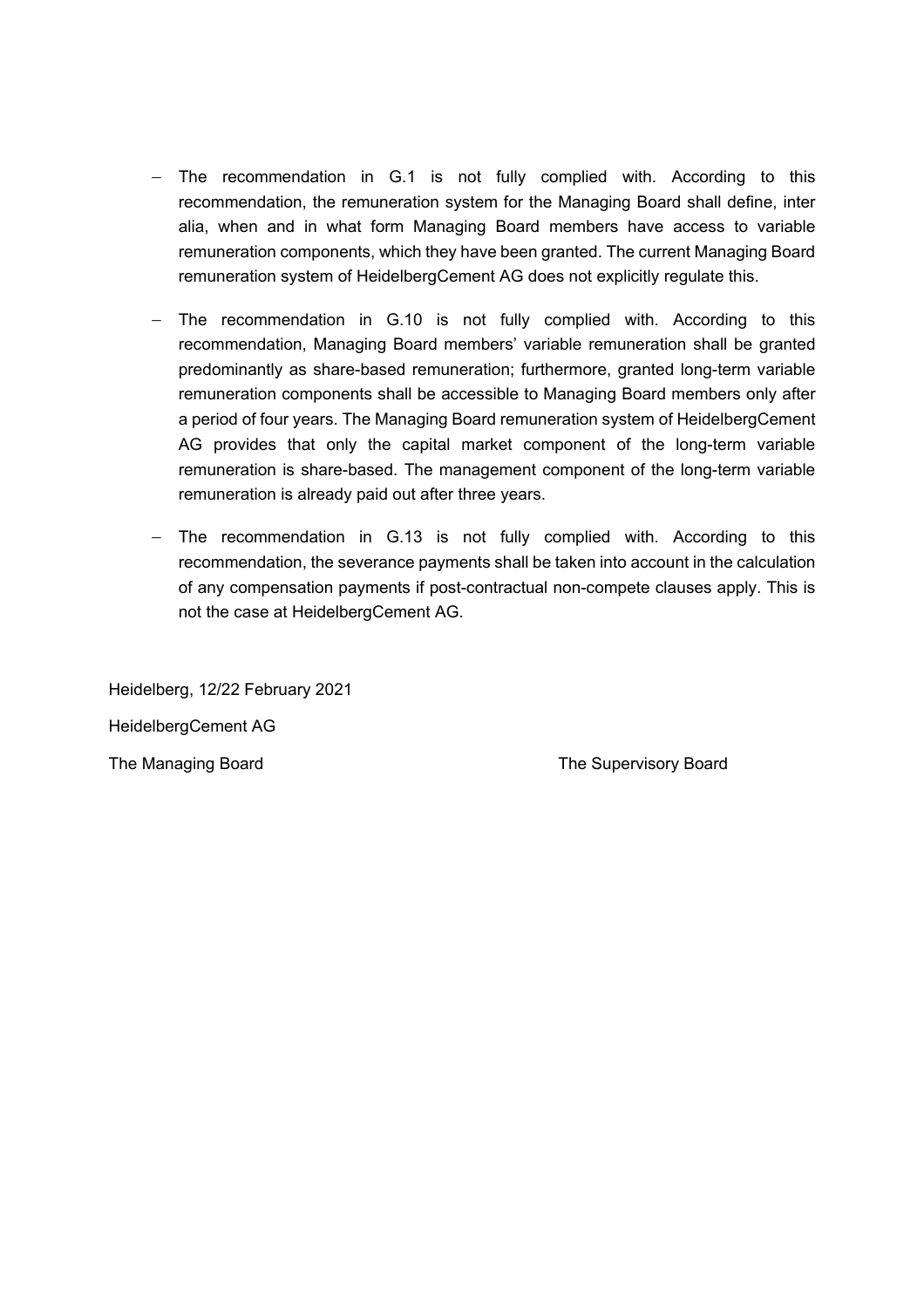- The recommendation in G.1 is not fully complied with. According to this recommendation, the remuneration system for the Managing Board shall define, inter alia, when and in what form Managing Board members have access to variable remuneration components, which they have been granted. The current Managing Board remuneration system of HeidelbergCement AG does not explicitly regulate this.
- The recommendation in G.10 is not fully complied with. According to this recommendation, Managing Board members' variable remuneration shall be granted predominantly as share-based remuneration; furthermore, granted long-term variable remuneration components shall be accessible to Managing Board members only after a period of four years. The Managing Board remuneration system of HeidelbergCement AG provides that only the capital market component of the long-term variable remuneration is share-based. The management component of the long-term variable remuneration is already paid out after three years.
- The recommendation in G.13 is not fully complied with. According to this recommendation, the severance payments shall be taken into account in the calculation of any compensation payments if post-contractual non-compete clauses apply. This is not the case at HeidelbergCement AG.

Heidelberg, 12/22 February 2021

HeidelbergCement AG

The Managing Board

The Supervisory Board